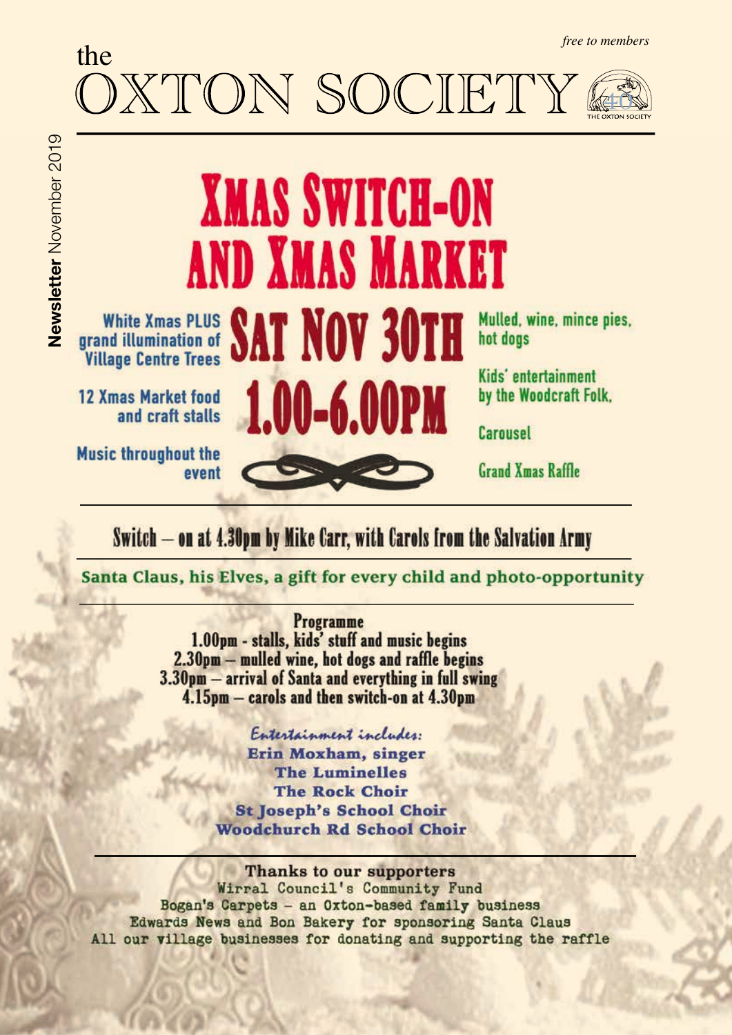*free to members*

# the OXTON SOCIETY

**Newsletter** November 2019

# XMAS SWITCH-ON AND XMAS MARKET

## SAT NOV 30TH 1.00-6.00PM

White Xmas PLUS grand illumination of Village Centre Trees

12 Xmas Market food and craft stalls

Music throughout the event

Mulled, wine, mince pies, hot dogs

Kids' entertainment by the Woodcraft Folk,

Carousel

Grand Xmas Raffle

---

**Switch – on at 4.30pm by Mike Carr, with Carols from the Salvation Army**

---

**Santa Claus, his Elves, a gift for every child and photo-opportunity**

---

**Programme**

1.00pm - stalls, kids' stuff and music begins
2.30pm – mulled wine, hot dogs and raffle begins
3.30pm – arrival of Santa and everything in full swing
4.15pm – carols and then switch-on at 4.30pm

*Entertainment includes:*

**Erin Moxham, singer**
**The Luminelles**
**The Rock Choir**
**St Joseph's School Choir**
**Woodchurch Rd School Choir**

---

**Thanks to our supporters**

Wirral Council's Community Fund
Bogan's Carpets – an Oxton-based family business
Edwards News and Bon Bakery for sponsoring Santa Claus
All our village businesses for donating and supporting the raffle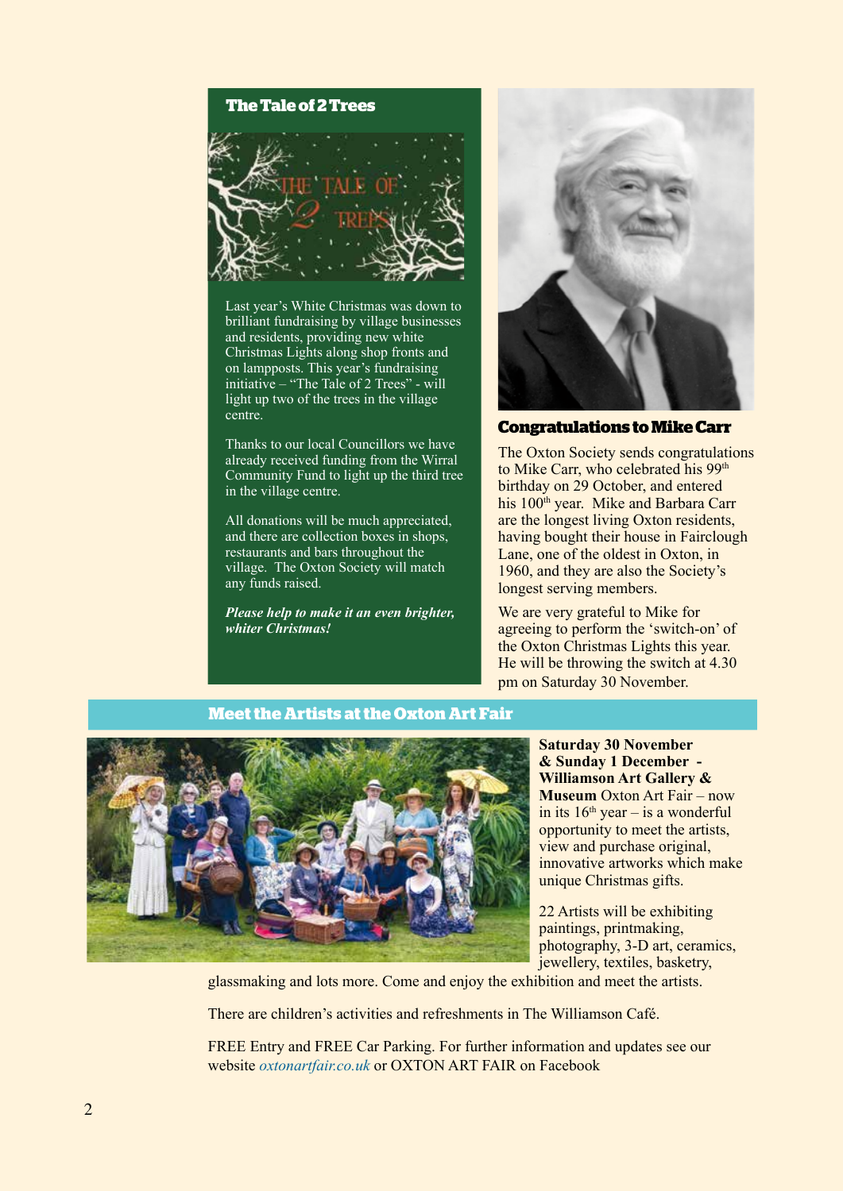## The Tale of 2 Trees

Last year's White Christmas was down to brilliant fundraising by village businesses and residents, providing new white Christmas Lights along shop fronts and on lampposts. This year's fundraising initiative – "The Tale of 2 Trees" - will light up two of the trees in the village centre.

Thanks to our local Councillors we have already received funding from the Wirral Community Fund to light up the third tree in the village centre.

All donations will be much appreciated, and there are collection boxes in shops, restaurants and bars throughout the village. The Oxton Society will match any funds raised.

***Please help to make it an even brighter, whiter Christmas!***

## Congratulations to Mike Carr

The Oxton Society sends congratulations to Mike Carr, who celebrated his 99th birthday on 29 October, and entered his 100th year. Mike and Barbara Carr are the longest living Oxton residents, having bought their house in Fairclough Lane, one of the oldest in Oxton, in 1960, and they are also the Society's longest serving members.

We are very grateful to Mike for agreeing to perform the 'switch-on' of the Oxton Christmas Lights this year. He will be throwing the switch at 4.30 pm on Saturday 30 November.

## Meet the Artists at the Oxton Art Fair

**Saturday 30 November & Sunday 1 December - Williamson Art Gallery & Museum** Oxton Art Fair – now in its 16th year – is a wonderful opportunity to meet the artists, view and purchase original, innovative artworks which make unique Christmas gifts.

22 Artists will be exhibiting paintings, printmaking, photography, 3-D art, ceramics, jewellery, textiles, basketry, glassmaking and lots more. Come and enjoy the exhibition and meet the artists.

There are children's activities and refreshments in The Williamson Café.

FREE Entry and FREE Car Parking. For further information and updates see our website *oxtonartfair.co.uk* or OXTON ART FAIR on Facebook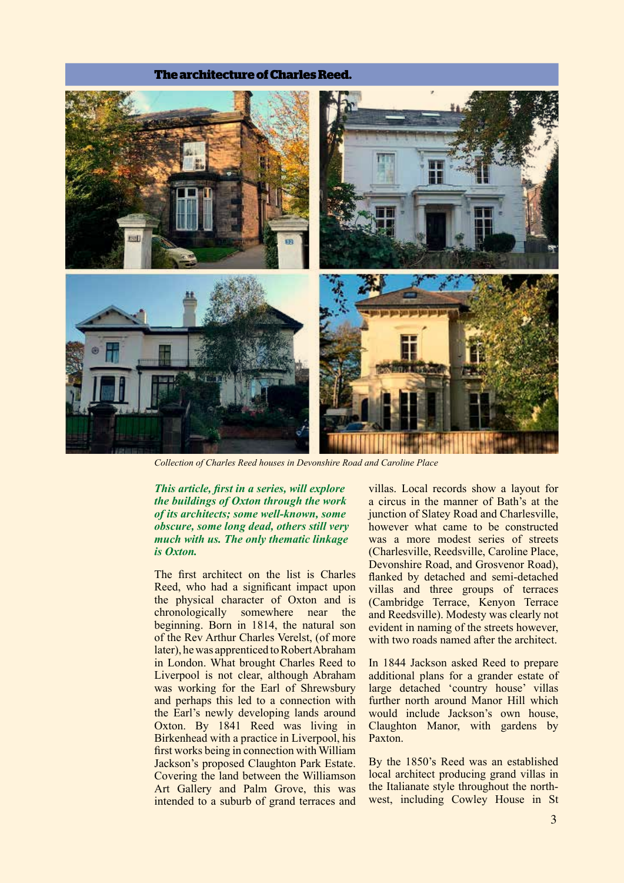## The architecture of Charles Reed.

*Collection of Charles Reed houses in Devonshire Road and Caroline Place*

***This article, first in a series, will explore the buildings of Oxton through the work of its architects; some well-known, some obscure, some long dead, others still very much with us. The only thematic linkage is Oxton.***

The first architect on the list is Charles Reed, who had a significant impact upon the physical character of Oxton and is chronologically somewhere near the beginning. Born in 1814, the natural son of the Rev Arthur Charles Verelst, (of more later), he was apprenticed to Robert Abraham in London. What brought Charles Reed to Liverpool is not clear, although Abraham was working for the Earl of Shrewsbury and perhaps this led to a connection with the Earl's newly developing lands around Oxton. By 1841 Reed was living in Birkenhead with a practice in Liverpool, his first works being in connection with William Jackson's proposed Claughton Park Estate. Covering the land between the Williamson Art Gallery and Palm Grove, this was intended to a suburb of grand terraces and villas. Local records show a layout for a circus in the manner of Bath's at the junction of Slatey Road and Charlesville, however what came to be constructed was a more modest series of streets (Charlesville, Reedsville, Caroline Place, Devonshire Road, and Grosvenor Road), flanked by detached and semi-detached villas and three groups of terraces (Cambridge Terrace, Kenyon Terrace and Reedsville). Modesty was clearly not evident in naming of the streets however, with two roads named after the architect.

In 1844 Jackson asked Reed to prepare additional plans for a grander estate of large detached 'country house' villas further north around Manor Hill which would include Jackson's own house, Claughton Manor, with gardens by Paxton.

By the 1850's Reed was an established local architect producing grand villas in the Italianate style throughout the north-west, including Cowley House in St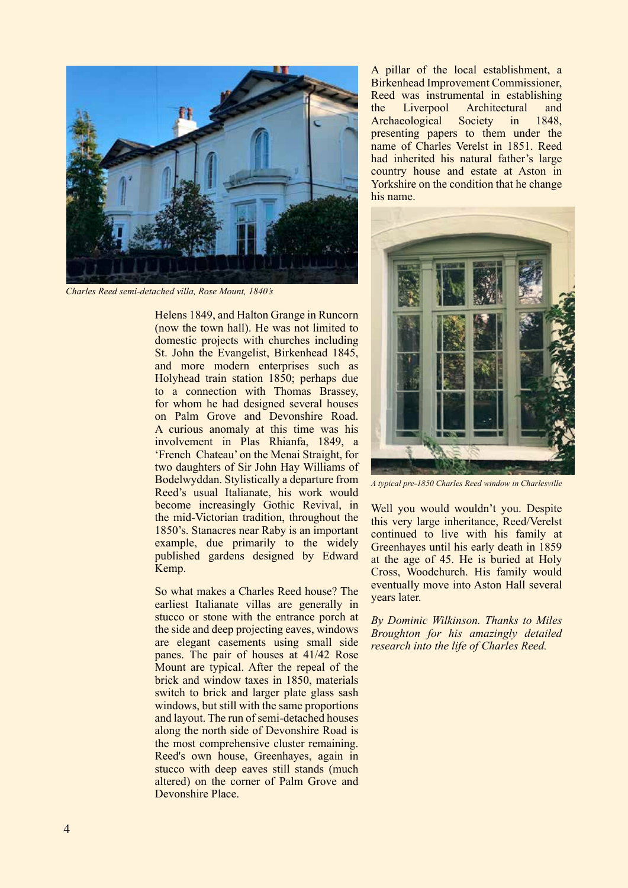*Charles Reed semi-detached villa, Rose Mount, 1840's*

Helens 1849, and Halton Grange in Runcorn (now the town hall). He was not limited to domestic projects with churches including St. John the Evangelist, Birkenhead 1845, and more modern enterprises such as Holyhead train station 1850; perhaps due to a connection with Thomas Brassey, for whom he had designed several houses on Palm Grove and Devonshire Road. A curious anomaly at this time was his involvement in Plas Rhianfa, 1849, a 'French Chateau' on the Menai Straight, for two daughters of Sir John Hay Williams of Bodelwyddan. Stylistically a departure from Reed's usual Italianate, his work would become increasingly Gothic Revival, in the mid-Victorian tradition, throughout the 1850's. Stanacres near Raby is an important example, due primarily to the widely published gardens designed by Edward Kemp.

So what makes a Charles Reed house? The earliest Italianate villas are generally in stucco or stone with the entrance porch at the side and deep projecting eaves, windows are elegant casements using small side panes. The pair of houses at 41/42 Rose Mount are typical. After the repeal of the brick and window taxes in 1850, materials switch to brick and larger plate glass sash windows, but still with the same proportions and layout. The run of semi-detached houses along the north side of Devonshire Road is the most comprehensive cluster remaining. Reed's own house, Greenhayes, again in stucco with deep eaves still stands (much altered) on the corner of Palm Grove and Devonshire Place.

A pillar of the local establishment, a Birkenhead Improvement Commissioner, Reed was instrumental in establishing the Liverpool Architectural and Archaeological Society in 1848, presenting papers to them under the name of Charles Verelst in 1851. Reed had inherited his natural father's large country house and estate at Aston in Yorkshire on the condition that he change his name.

*A typical pre-1850 Charles Reed window in Charlesville*

Well you would wouldn't you. Despite this very large inheritance, Reed/Verelst continued to live with his family at Greenhayes until his early death in 1859 at the age of 45. He is buried at Holy Cross, Woodchurch. His family would eventually move into Aston Hall several years later.

*By Dominic Wilkinson. Thanks to Miles Broughton for his amazingly detailed research into the life of Charles Reed.*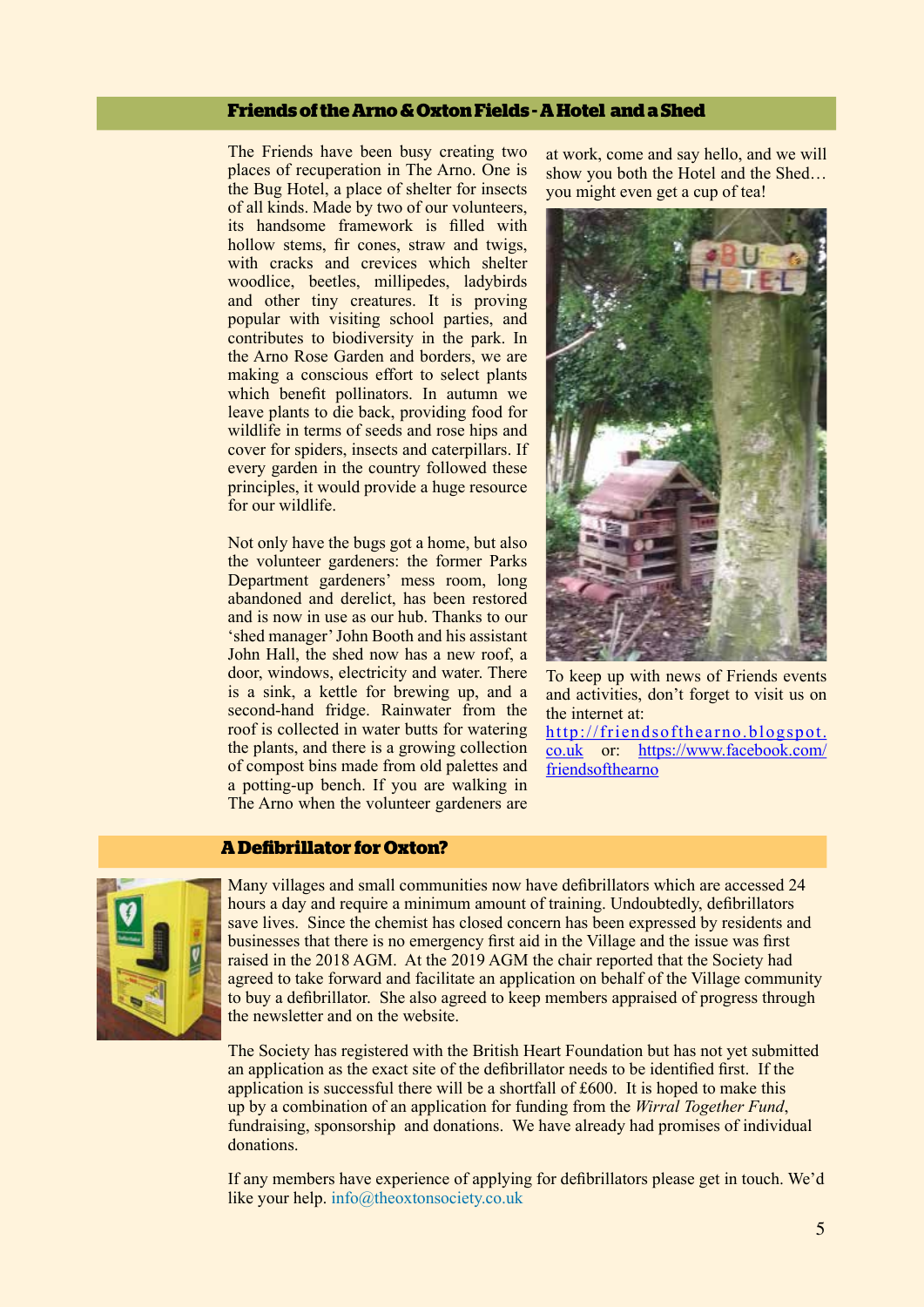## Friends of the Arno & Oxton Fields - A Hotel and a Shed

The Friends have been busy creating two places of recuperation in The Arno. One is the Bug Hotel, a place of shelter for insects of all kinds. Made by two of our volunteers, its handsome framework is filled with hollow stems, fir cones, straw and twigs, with cracks and crevices which shelter woodlice, beetles, millipedes, ladybirds and other tiny creatures. It is proving popular with visiting school parties, and contributes to biodiversity in the park. In the Arno Rose Garden and borders, we are making a conscious effort to select plants which benefit pollinators. In autumn we leave plants to die back, providing food for wildlife in terms of seeds and rose hips and cover for spiders, insects and caterpillars. If every garden in the country followed these principles, it would provide a huge resource for our wildlife.

Not only have the bugs got a home, but also the volunteer gardeners: the former Parks Department gardeners' mess room, long abandoned and derelict, has been restored and is now in use as our hub. Thanks to our 'shed manager' John Booth and his assistant John Hall, the shed now has a new roof, a door, windows, electricity and water. There is a sink, a kettle for brewing up, and a second-hand fridge. Rainwater from the roof is collected in water butts for watering the plants, and there is a growing collection of compost bins made from old palettes and a potting-up bench. If you are walking in The Arno when the volunteer gardeners are at work, come and say hello, and we will show you both the Hotel and the Shed… you might even get a cup of tea!

To keep up with news of Friends events and activities, don't forget to visit us on the internet at: http://friendsofthearno.blogspot.co.uk or: https://www.facebook.com/friendsofthearno

## A Defibrillator for Oxton?

Many villages and small communities now have defibrillators which are accessed 24 hours a day and require a minimum amount of training. Undoubtedly, defibrillators save lives. Since the chemist has closed concern has been expressed by residents and businesses that there is no emergency first aid in the Village and the issue was first raised in the 2018 AGM. At the 2019 AGM the chair reported that the Society had agreed to take forward and facilitate an application on behalf of the Village community to buy a defibrillator. She also agreed to keep members appraised of progress through the newsletter and on the website.

The Society has registered with the British Heart Foundation but has not yet submitted an application as the exact site of the defibrillator needs to be identified first. If the application is successful there will be a shortfall of £600. It is hoped to make this up by a combination of an application for funding from the *Wirral Together Fund*, fundraising, sponsorship and donations. We have already had promises of individual donations.

If any members have experience of applying for defibrillators please get in touch. We'd like your help. info@theoxtonsociety.co.uk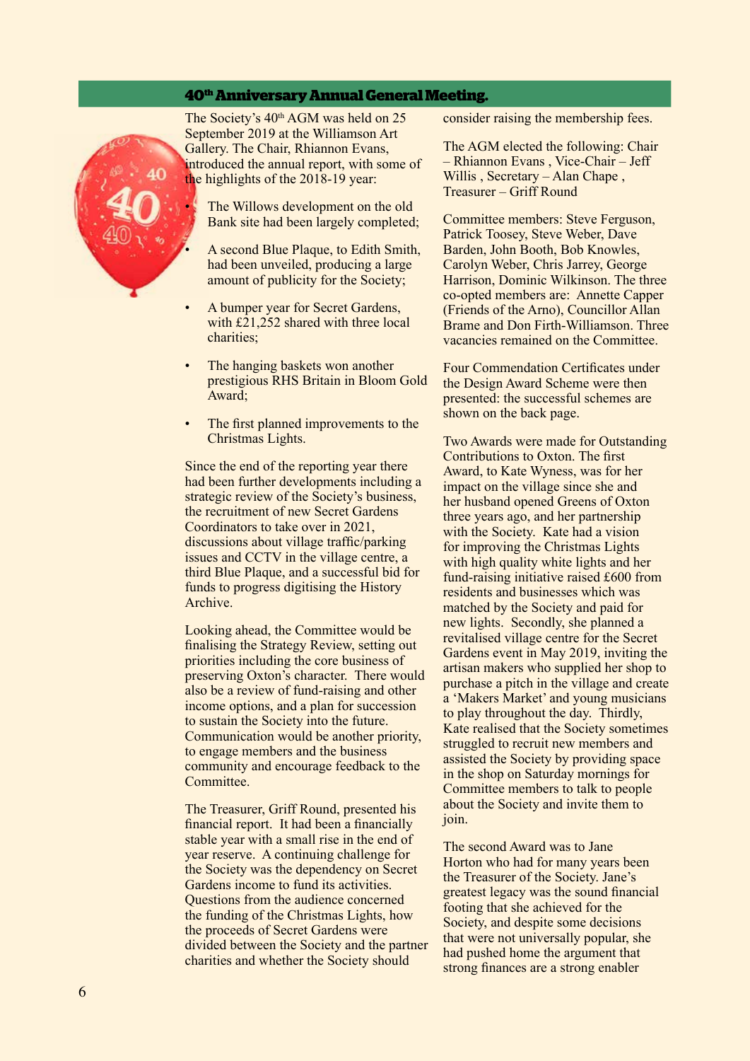## 40th Anniversary Annual General Meeting.

The Society's 40th AGM was held on 25 September 2019 at the Williamson Art Gallery. The Chair, Rhiannon Evans, introduced the annual report, with some of the highlights of the 2018-19 year:

- The Willows development on the old Bank site had been largely completed;
- A second Blue Plaque, to Edith Smith, had been unveiled, producing a large amount of publicity for the Society;
- A bumper year for Secret Gardens, with £21,252 shared with three local charities;
- The hanging baskets won another prestigious RHS Britain in Bloom Gold Award;
- The first planned improvements to the Christmas Lights.

Since the end of the reporting year there had been further developments including a strategic review of the Society's business, the recruitment of new Secret Gardens Coordinators to take over in 2021, discussions about village traffic/parking issues and CCTV in the village centre, a third Blue Plaque, and a successful bid for funds to progress digitising the History Archive.

Looking ahead, the Committee would be finalising the Strategy Review, setting out priorities including the core business of preserving Oxton's character. There would also be a review of fund-raising and other income options, and a plan for succession to sustain the Society into the future. Communication would be another priority, to engage members and the business community and encourage feedback to the Committee.

The Treasurer, Griff Round, presented his financial report. It had been a financially stable year with a small rise in the end of year reserve. A continuing challenge for the Society was the dependency on Secret Gardens income to fund its activities. Questions from the audience concerned the funding of the Christmas Lights, how the proceeds of Secret Gardens were divided between the Society and the partner charities and whether the Society should consider raising the membership fees.

The AGM elected the following: Chair – Rhiannon Evans , Vice-Chair – Jeff Willis , Secretary – Alan Chape , Treasurer – Griff Round

Committee members: Steve Ferguson, Patrick Toosey, Steve Weber, Dave Barden, John Booth, Bob Knowles, Carolyn Weber, Chris Jarrey, George Harrison, Dominic Wilkinson. The three co-opted members are: Annette Capper (Friends of the Arno), Councillor Allan Brame and Don Firth-Williamson. Three vacancies remained on the Committee.

Four Commendation Certificates under the Design Award Scheme were then presented: the successful schemes are shown on the back page.

Two Awards were made for Outstanding Contributions to Oxton. The first Award, to Kate Wyness, was for her impact on the village since she and her husband opened Greens of Oxton three years ago, and her partnership with the Society. Kate had a vision for improving the Christmas Lights with high quality white lights and her fund-raising initiative raised £600 from residents and businesses which was matched by the Society and paid for new lights. Secondly, she planned a revitalised village centre for the Secret Gardens event in May 2019, inviting the artisan makers who supplied her shop to purchase a pitch in the village and create a 'Makers Market' and young musicians to play throughout the day. Thirdly, Kate realised that the Society sometimes struggled to recruit new members and assisted the Society by providing space in the shop on Saturday mornings for Committee members to talk to people about the Society and invite them to join.

The second Award was to Jane Horton who had for many years been the Treasurer of the Society. Jane's greatest legacy was the sound financial footing that she achieved for the Society, and despite some decisions that were not universally popular, she had pushed home the argument that strong finances are a strong enabler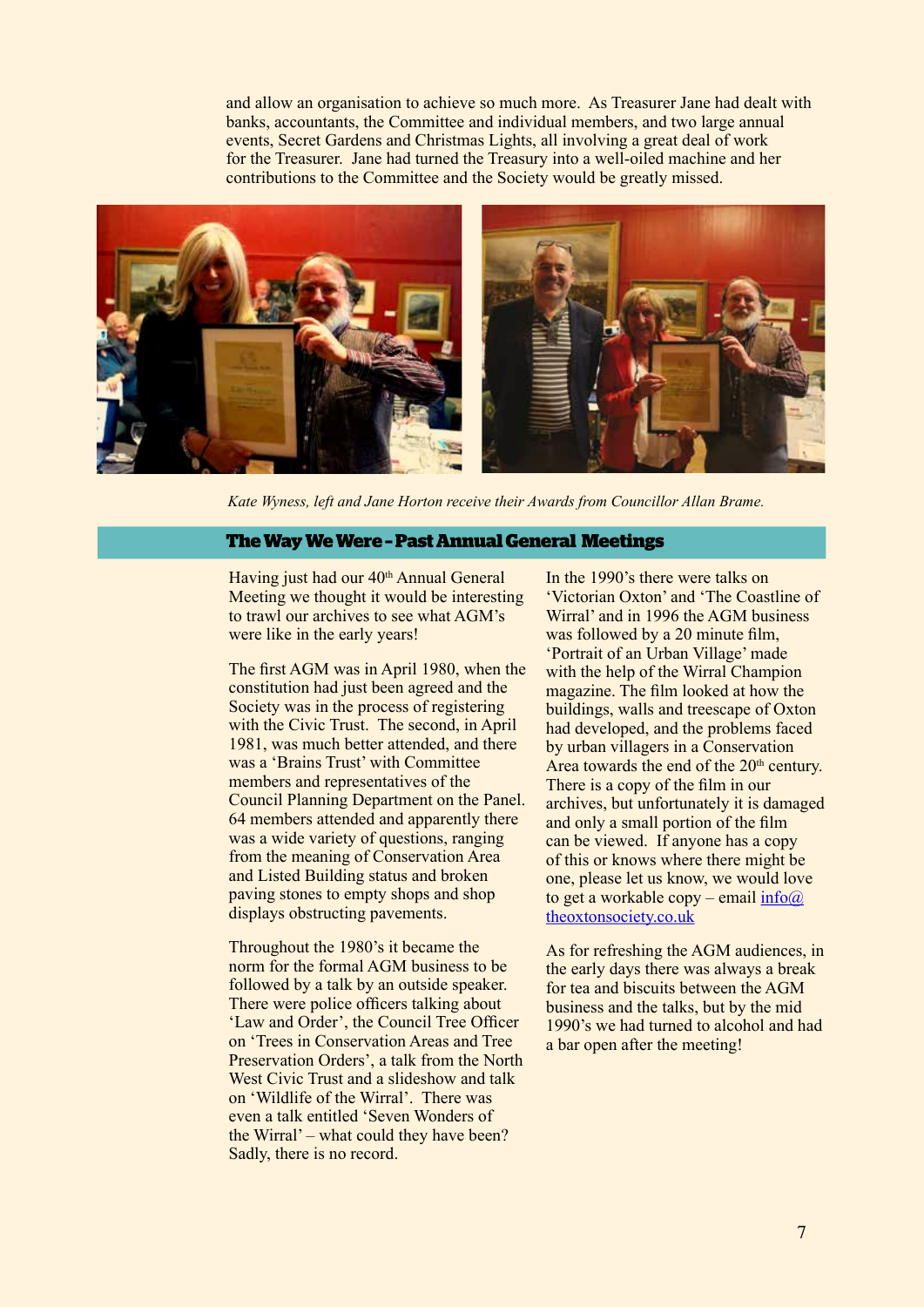and allow an organisation to achieve so much more. As Treasurer Jane had dealt with banks, accountants, the Committee and individual members, and two large annual events, Secret Gardens and Christmas Lights, all involving a great deal of work for the Treasurer. Jane had turned the Treasury into a well-oiled machine and her contributions to the Committee and the Society would be greatly missed.

*Kate Wyness, left and Jane Horton receive their Awards from Councillor Allan Brame.*

## The Way We Were - Past Annual General Meetings

Having just had our 40th Annual General Meeting we thought it would be interesting to trawl our archives to see what AGM's were like in the early years!

The first AGM was in April 1980, when the constitution had just been agreed and the Society was in the process of registering with the Civic Trust. The second, in April 1981, was much better attended, and there was a 'Brains Trust' with Committee members and representatives of the Council Planning Department on the Panel. 64 members attended and apparently there was a wide variety of questions, ranging from the meaning of Conservation Area and Listed Building status and broken paving stones to empty shops and shop displays obstructing pavements.

Throughout the 1980's it became the norm for the formal AGM business to be followed by a talk by an outside speaker. There were police officers talking about 'Law and Order', the Council Tree Officer on 'Trees in Conservation Areas and Tree Preservation Orders', a talk from the North West Civic Trust and a slideshow and talk on 'Wildlife of the Wirral'. There was even a talk entitled 'Seven Wonders of the Wirral' – what could they have been? Sadly, there is no record.

In the 1990's there were talks on 'Victorian Oxton' and 'The Coastline of Wirral' and in 1996 the AGM business was followed by a 20 minute film, 'Portrait of an Urban Village' made with the help of the Wirral Champion magazine. The film looked at how the buildings, walls and treescape of Oxton had developed, and the problems faced by urban villagers in a Conservation Area towards the end of the 20th century. There is a copy of the film in our archives, but unfortunately it is damaged and only a small portion of the film can be viewed. If anyone has a copy of this or knows where there might be one, please let us know, we would love to get a workable copy – email info@theoxtonsociety.co.uk

As for refreshing the AGM audiences, in the early days there was always a break for tea and biscuits between the AGM business and the talks, but by the mid 1990's we had turned to alcohol and had a bar open after the meeting!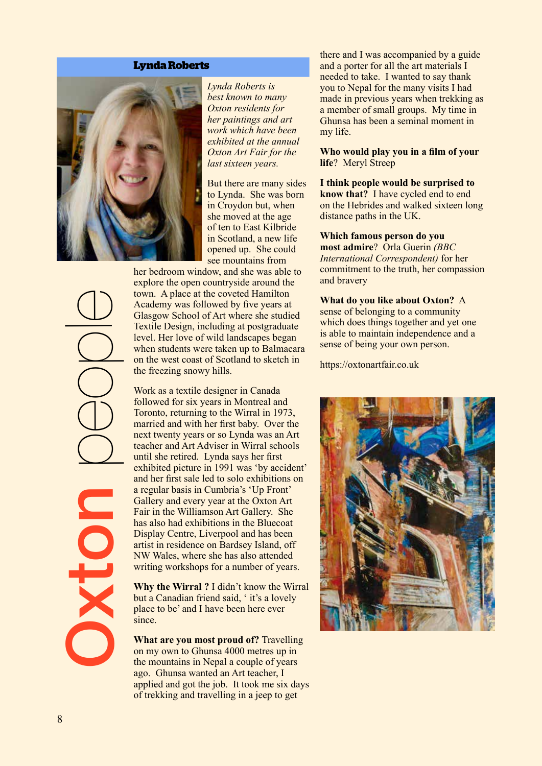## Lynda Roberts

*Lynda Roberts is best known to many Oxton residents for her paintings and art work which have been exhibited at the annual Oxton Art Fair for the last sixteen years.*

But there are many sides to Lynda. She was born in Croydon but, when she moved at the age of ten to East Kilbride in Scotland, a new life opened up. She could see mountains from her bedroom window, and she was able to explore the open countryside around the town. A place at the coveted Hamilton Academy was followed by five years at Glasgow School of Art where she studied Textile Design, including at postgraduate level. Her love of wild landscapes began when students were taken up to Balmacara on the west coast of Scotland to sketch in the freezing snowy hills.

Work as a textile designer in Canada followed for six years in Montreal and Toronto, returning to the Wirral in 1973, married and with her first baby. Over the next twenty years or so Lynda was an Art teacher and Art Adviser in Wirral schools until she retired. Lynda says her first exhibited picture in 1991 was 'by accident' and her first sale led to solo exhibitions on a regular basis in Cumbria's 'Up Front' Gallery and every year at the Oxton Art Fair in the Williamson Art Gallery. She has also had exhibitions in the Bluecoat Display Centre, Liverpool and has been artist in residence on Bardsey Island, off NW Wales, where she has also attended writing workshops for a number of years.

**Why the Wirral ?** I didn't know the Wirral but a Canadian friend said, ' it's a lovely place to be' and I have been here ever since.

**What are you most proud of?** Travelling on my own to Ghunsa 4000 metres up in the mountains in Nepal a couple of years ago. Ghunsa wanted an Art teacher, I applied and got the job. It took me six days of trekking and travelling in a jeep to get there and I was accompanied by a guide and a porter for all the art materials I needed to take. I wanted to say thank you to Nepal for the many visits I had made in previous years when trekking as a member of small groups. My time in Ghunsa has been a seminal moment in my life.

**Who would play you in a film of your life**? Meryl Streep

**I think people would be surprised to know that?** I have cycled end to end on the Hebrides and walked sixteen long distance paths in the UK.

**Which famous person do you most admire**? Orla Guerin *(BBC International Correspondent)* for her commitment to the truth, her compassion and bravery

**What do you like about Oxton?** A sense of belonging to a community which does things together and yet one is able to maintain independence and a sense of being your own person.

https://oxtonartfair.co.uk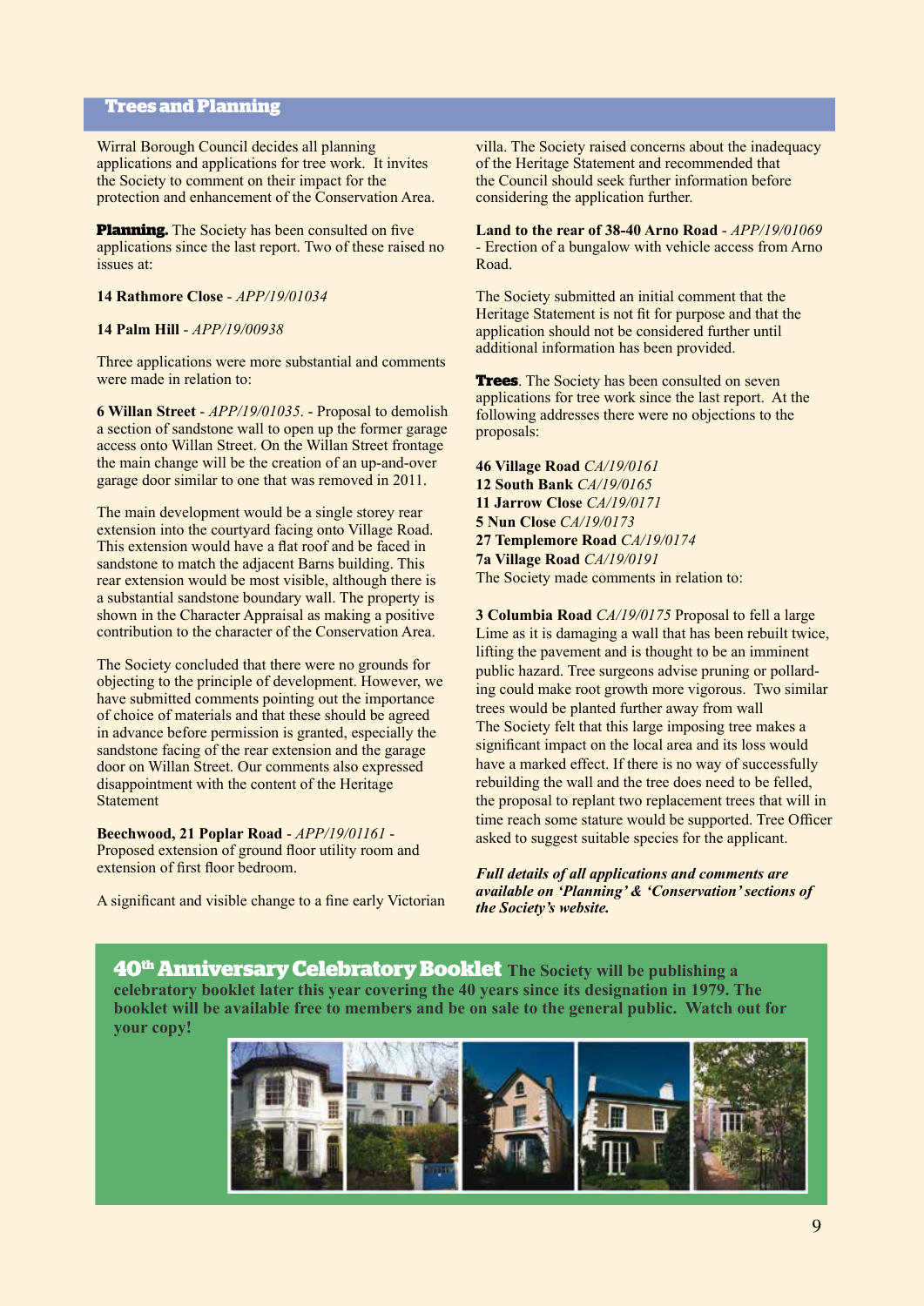## Trees and Planning

Wirral Borough Council decides all planning applications and applications for tree work. It invites the Society to comment on their impact for the protection and enhancement of the Conservation Area.

**Planning.** The Society has been consulted on five applications since the last report. Two of these raised no issues at:

**14 Rathmore Close** - *APP/19/01034*

**14 Palm Hill** - *APP/19/00938*

Three applications were more substantial and comments were made in relation to:

**6 Willan Street** - *APP/19/01035*. - Proposal to demolish a section of sandstone wall to open up the former garage access onto Willan Street. On the Willan Street frontage the main change will be the creation of an up-and-over garage door similar to one that was removed in 2011.

The main development would be a single storey rear extension into the courtyard facing onto Village Road. This extension would have a flat roof and be faced in sandstone to match the adjacent Barns building. This rear extension would be most visible, although there is a substantial sandstone boundary wall. The property is shown in the Character Appraisal as making a positive contribution to the character of the Conservation Area.

The Society concluded that there were no grounds for objecting to the principle of development. However, we have submitted comments pointing out the importance of choice of materials and that these should be agreed in advance before permission is granted, especially the sandstone facing of the rear extension and the garage door on Willan Street. Our comments also expressed disappointment with the content of the Heritage Statement

**Beechwood, 21 Poplar Road** - *APP/19/01161* - Proposed extension of ground floor utility room and extension of first floor bedroom.

A significant and visible change to a fine early Victorian villa. The Society raised concerns about the inadequacy of the Heritage Statement and recommended that the Council should seek further information before considering the application further.

**Land to the rear of 38-40 Arno Road** - *APP/19/01069* - Erection of a bungalow with vehicle access from Arno Road.

The Society submitted an initial comment that the Heritage Statement is not fit for purpose and that the application should not be considered further until additional information has been provided.

**Trees**. The Society has been consulted on seven applications for tree work since the last report. At the following addresses there were no objections to the proposals:

**46 Village Road** *CA/19/0161*
**12 South Bank** *CA/19/0165*
**11 Jarrow Close** *CA/19/0171*
**5 Nun Close** *CA/19/0173*
**27 Templemore Road** *CA/19/0174*
**7a Village Road** *CA/19/0191*
The Society made comments in relation to:

**3 Columbia Road** *CA/19/0175* Proposal to fell a large Lime as it is damaging a wall that has been rebuilt twice, lifting the pavement and is thought to be an imminent public hazard. Tree surgeons advise pruning or pollarding could make root growth more vigorous. Two similar trees would be planted further away from wall
The Society felt that this large imposing tree makes a significant impact on the local area and its loss would have a marked effect. If there is no way of successfully rebuilding the wall and the tree does need to be felled, the proposal to replant two replacement trees that will in time reach some stature would be supported. Tree Officer asked to suggest suitable species for the applicant.

***Full details of all applications and comments are available on 'Planning' & 'Conservation' sections of the Society's website.***

**40th Anniversary Celebratory Booklet** **The Society will be publishing a celebratory booklet later this year covering the 40 years since its designation in 1979. The booklet will be available free to members and be on sale to the general public. Watch out for your copy!**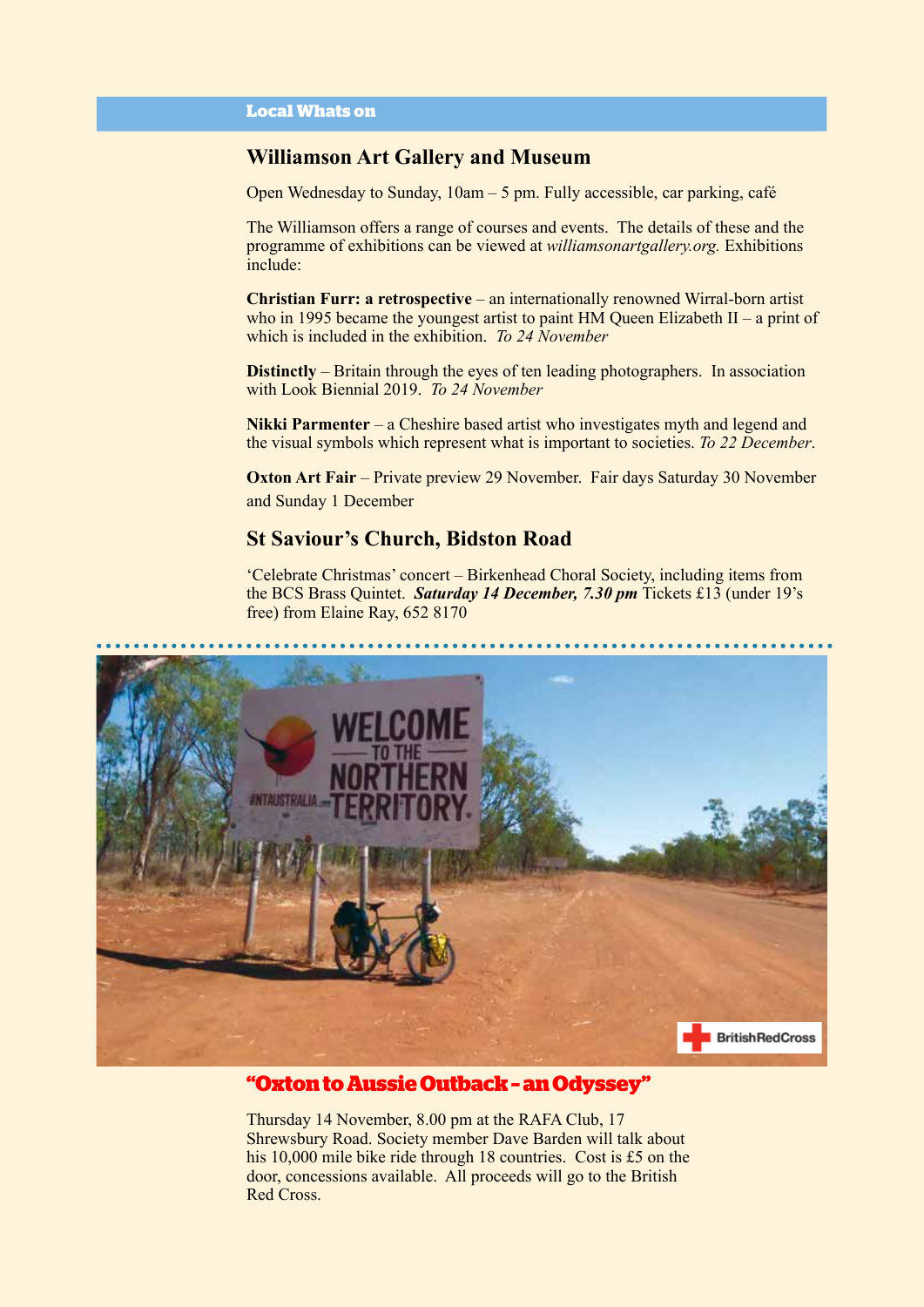## Local Whats on

### Williamson Art Gallery and Museum

Open Wednesday to Sunday, 10am – 5 pm. Fully accessible, car parking, café

The Williamson offers a range of courses and events. The details of these and the programme of exhibitions can be viewed at *williamsonartgallery.org.* Exhibitions include:

**Christian Furr: a retrospective** – an internationally renowned Wirral-born artist who in 1995 became the youngest artist to paint HM Queen Elizabeth II – a print of which is included in the exhibition. *To 24 November*

**Distinctly** – Britain through the eyes of ten leading photographers. In association with Look Biennial 2019. *To 24 November*

**Nikki Parmenter** – a Cheshire based artist who investigates myth and legend and the visual symbols which represent what is important to societies. *To 22 December*.

**Oxton Art Fair** – Private preview 29 November. Fair days Saturday 30 November and Sunday 1 December

### St Saviour's Church, Bidston Road

'Celebrate Christmas' concert – Birkenhead Choral Society, including items from the BCS Brass Quintet. ***Saturday 14 December, 7.30 pm*** Tickets £13 (under 19's free) from Elaine Ray, 652 8170

### "Oxton to Aussie Outback - an Odyssey"

Thursday 14 November, 8.00 pm at the RAFA Club, 17 Shrewsbury Road. Society member Dave Barden will talk about his 10,000 mile bike ride through 18 countries. Cost is £5 on the door, concessions available. All proceeds will go to the British Red Cross.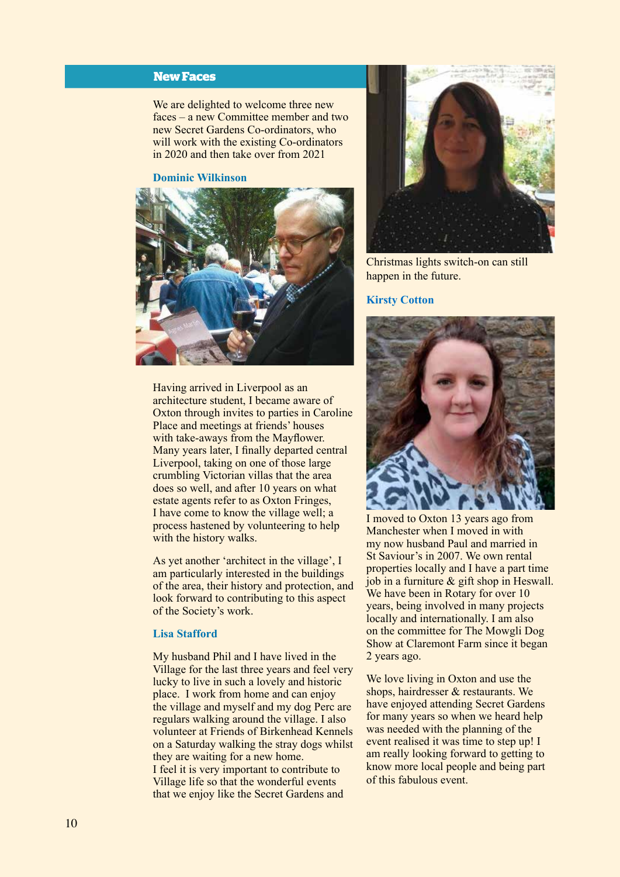## New Faces

We are delighted to welcome three new faces – a new Committee member and two new Secret Gardens Co-ordinators, who will work with the existing Co-ordinators in 2020 and then take over from 2021

### Dominic Wilkinson

Having arrived in Liverpool as an architecture student, I became aware of Oxton through invites to parties in Caroline Place and meetings at friends' houses with take-aways from the Mayflower. Many years later, I finally departed central Liverpool, taking on one of those large crumbling Victorian villas that the area does so well, and after 10 years on what estate agents refer to as Oxton Fringes, I have come to know the village well; a process hastened by volunteering to help with the history walks.

As yet another 'architect in the village', I am particularly interested in the buildings of the area, their history and protection, and look forward to contributing to this aspect of the Society's work.

### Lisa Stafford

My husband Phil and I have lived in the Village for the last three years and feel very lucky to live in such a lovely and historic place. I work from home and can enjoy the village and myself and my dog Perc are regulars walking around the village. I also volunteer at Friends of Birkenhead Kennels on a Saturday walking the stray dogs whilst they are waiting for a new home.
I feel it is very important to contribute to Village life so that the wonderful events that we enjoy like the Secret Gardens and Christmas lights switch-on can still happen in the future.

### Kirsty Cotton

I moved to Oxton 13 years ago from Manchester when I moved in with my now husband Paul and married in St Saviour's in 2007. We own rental properties locally and I have a part time job in a furniture & gift shop in Heswall. We have been in Rotary for over 10 years, being involved in many projects locally and internationally. I am also on the committee for The Mowgli Dog Show at Claremont Farm since it began 2 years ago.

We love living in Oxton and use the shops, hairdresser & restaurants. We have enjoyed attending Secret Gardens for many years so when we heard help was needed with the planning of the event realised it was time to step up! I am really looking forward to getting to know more local people and being part of this fabulous event.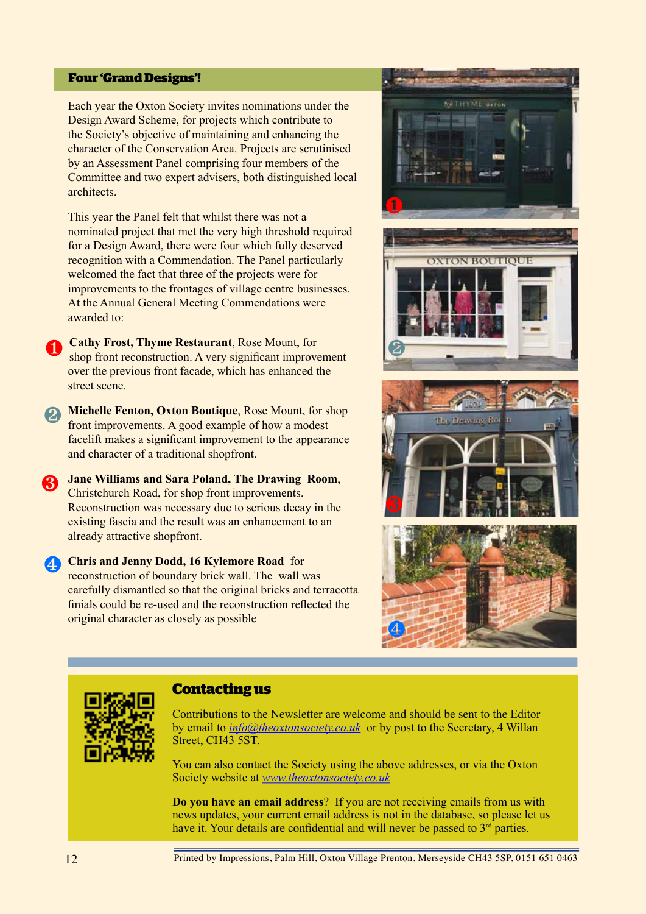## Four 'Grand Designs'!

Each year the Oxton Society invites nominations under the Design Award Scheme, for projects which contribute to the Society's objective of maintaining and enhancing the character of the Conservation Area. Projects are scrutinised by an Assessment Panel comprising four members of the Committee and two expert advisers, both distinguished local architects.

This year the Panel felt that whilst there was not a nominated project that met the very high threshold required for a Design Award, there were four which fully deserved recognition with a Commendation. The Panel particularly welcomed the fact that three of the projects were for improvements to the frontages of village centre businesses. At the Annual General Meeting Commendations were awarded to:

1. **Cathy Frost, Thyme Restaurant**, Rose Mount, for shop front reconstruction. A very significant improvement over the previous front facade, which has enhanced the street scene.

2. **Michelle Fenton, Oxton Boutique**, Rose Mount, for shop front improvements. A good example of how a modest facelift makes a significant improvement to the appearance and character of a traditional shopfront.

3. **Jane Williams and Sara Poland, The Drawing Room**, Christchurch Road, for shop front improvements. Reconstruction was necessary due to serious decay in the existing fascia and the result was an enhancement to an already attractive shopfront.

4. **Chris and Jenny Dodd, 16 Kylemore Road** for reconstruction of boundary brick wall. The wall was carefully dismantled so that the original bricks and terracotta finials could be re-used and the reconstruction reflected the original character as closely as possible

## Contacting us

Contributions to the Newsletter are welcome and should be sent to the Editor by email to *info@theoxtonsociety.co.uk* or by post to the Secretary, 4 Willan Street, CH43 5ST.

You can also contact the Society using the above addresses, or via the Oxton Society website at www.theoxtonsociety.co.uk

**Do you have an email address**? If you are not receiving emails from us with news updates, your current email address is not in the database, so please let us have it. Your details are confidential and will never be passed to 3rd parties.

Printed by Impressions, Palm Hill, Oxton Village Prenton, Merseyside CH43 5SP, 0151 651 0463